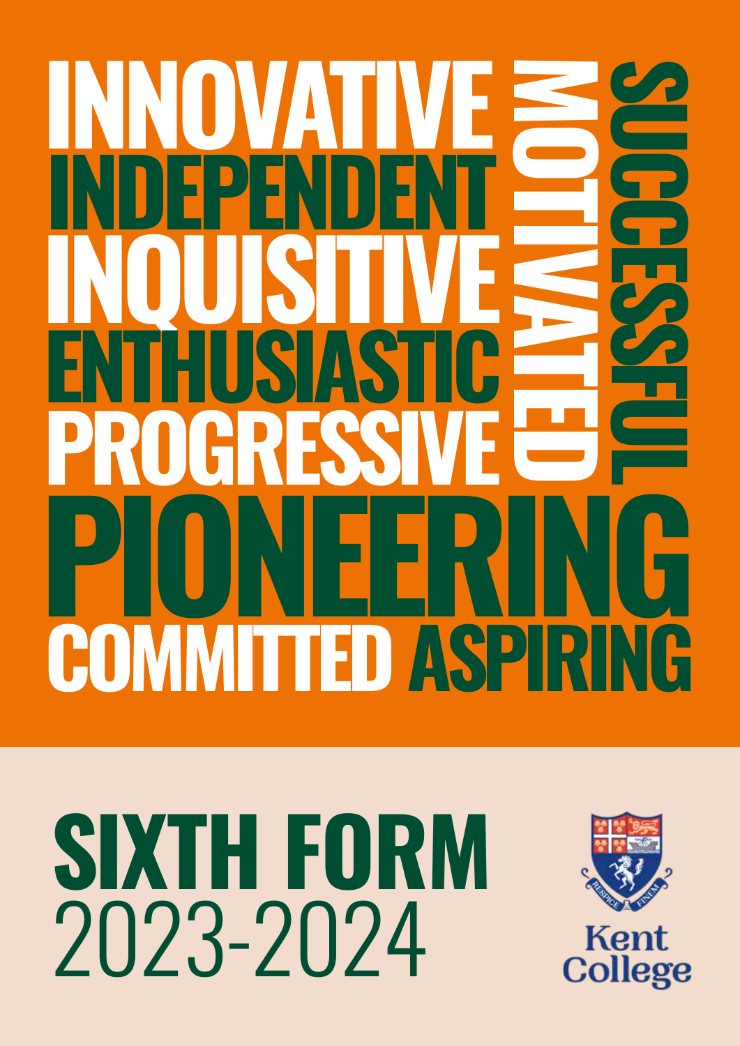INNOVATIVE
INDEPENDENT
INQUISITIVE
ENTHUSIASTIC
PROGRESSIVE
MOTIVATED
SUCCESSFUL
PIONEERING
COMMITTED ASPIRING

# SIXTH FORM
2023-2024

RESPICE FINEM

Kent College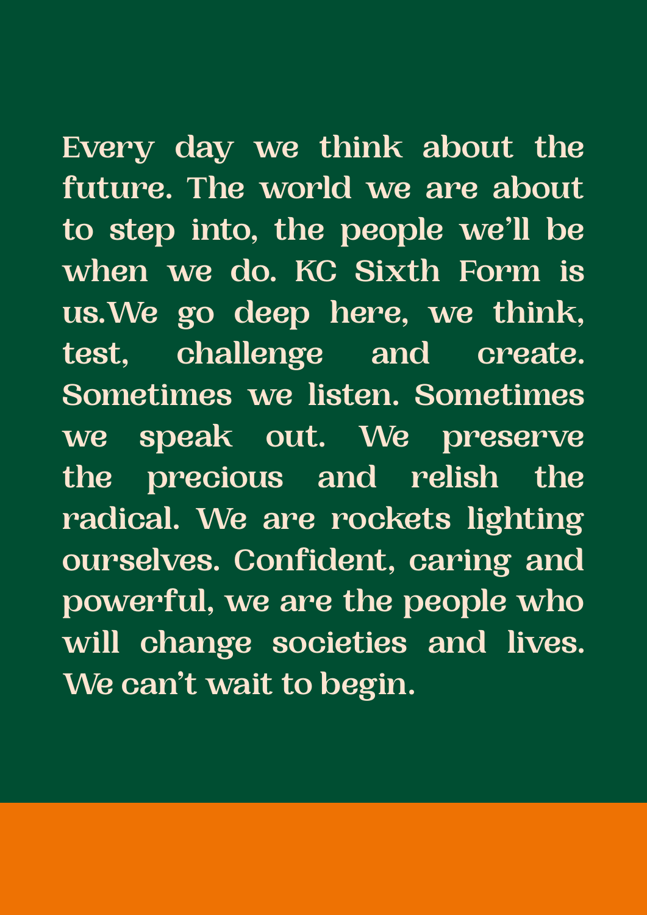Every day we think about the future. The world we are about to step into, the people we'll be when we do. KC Sixth Form is us.We go deep here, we think, test, challenge and create. Sometimes we listen. Sometimes we speak out. We preserve the precious and relish the radical. We are rockets lighting ourselves. Confident, caring and powerful, we are the people who will change societies and lives. We can't wait to begin.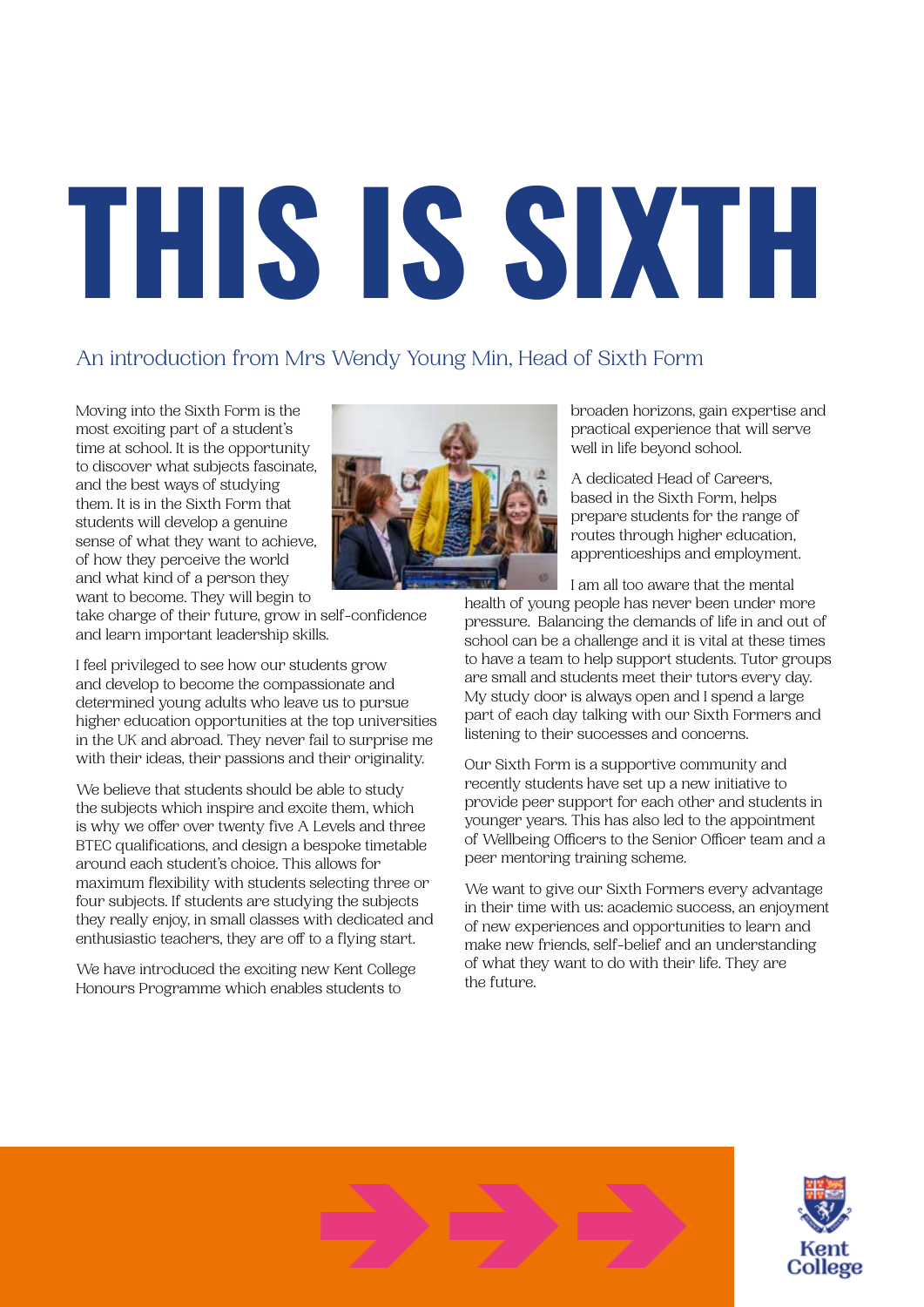# THIS IS SIXTH

## An introduction from Mrs Wendy Young Min, Head of Sixth Form

Moving into the Sixth Form is the most exciting part of a student's time at school. It is the opportunity to discover what subjects fascinate, and the best ways of studying them. It is in the Sixth Form that students will develop a genuine sense of what they want to achieve, of how they perceive the world and what kind of a person they want to become. They will begin to take charge of their future, grow in self-confidence and learn important leadership skills.

I feel privileged to see how our students grow and develop to become the compassionate and determined young adults who leave us to pursue higher education opportunities at the top universities in the UK and abroad. They never fail to surprise me with their ideas, their passions and their originality.

We believe that students should be able to study the subjects which inspire and excite them, which is why we offer over twenty five A Levels and three BTEC qualifications, and design a bespoke timetable around each student's choice. This allows for maximum flexibility with students selecting three or four subjects. If students are studying the subjects they really enjoy, in small classes with dedicated and enthusiastic teachers, they are off to a flying start.

We have introduced the exciting new Kent College Honours Programme which enables students to broaden horizons, gain expertise and practical experience that will serve well in life beyond school.

A dedicated Head of Careers, based in the Sixth Form, helps prepare students for the range of routes through higher education, apprenticeships and employment.

I am all too aware that the mental health of young people has never been under more pressure. Balancing the demands of life in and out of school can be a challenge and it is vital at these times to have a team to help support students. Tutor groups are small and students meet their tutors every day. My study door is always open and I spend a large part of each day talking with our Sixth Formers and listening to their successes and concerns.

Our Sixth Form is a supportive community and recently students have set up a new initiative to provide peer support for each other and students in younger years. This has also led to the appointment of Wellbeing Officers to the Senior Officer team and a peer mentoring training scheme.

We want to give our Sixth Formers every advantage in their time with us: academic success, an enjoyment of new experiences and opportunities to learn and make new friends, self-belief and an understanding of what they want to do with their life. They are the future.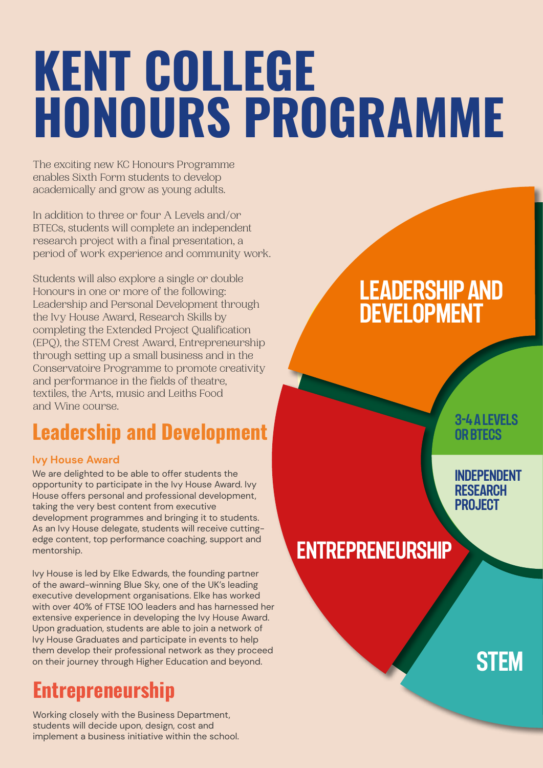# KENT COLLEGE HONOURS PROGRAMME

The exciting new KC Honours Programme enables Sixth Form students to develop academically and grow as young adults.

In addition to three or four A Levels and/or BTECs, students will complete an independent research project with a final presentation, a period of work experience and community work.

Students will also explore a single or double Honours in one or more of the following: Leadership and Personal Development through the Ivy House Award, Research Skills by completing the Extended Project Qualification (EPQ), the STEM Crest Award, Entrepreneurship through setting up a small business and in the Conservatoire Programme to promote creativity and performance in the fields of theatre, textiles, the Arts, music and Leiths Food and Wine course.

LEADERSHIP AND DEVELOPMENT

3-4 A LEVELS OR BTECS

INDEPENDENT RESEARCH PROJECT

ENTREPRENEURSHIP

STEM

## Leadership and Development

### Ivy House Award

We are delighted to be able to offer students the opportunity to participate in the Ivy House Award. Ivy House offers personal and professional development, taking the very best content from executive development programmes and bringing it to students. As an Ivy House delegate, students will receive cutting-edge content, top performance coaching, support and mentorship.

Ivy House is led by Elke Edwards, the founding partner of the award-winning Blue Sky, one of the UK's leading executive development organisations. Elke has worked with over 40% of FTSE 100 leaders and has harnessed her extensive experience in developing the Ivy House Award. Upon graduation, students are able to join a network of Ivy House Graduates and participate in events to help them develop their professional network as they proceed on their journey through Higher Education and beyond.

## Entrepreneurship

Working closely with the Business Department, students will decide upon, design, cost and implement a business initiative within the school.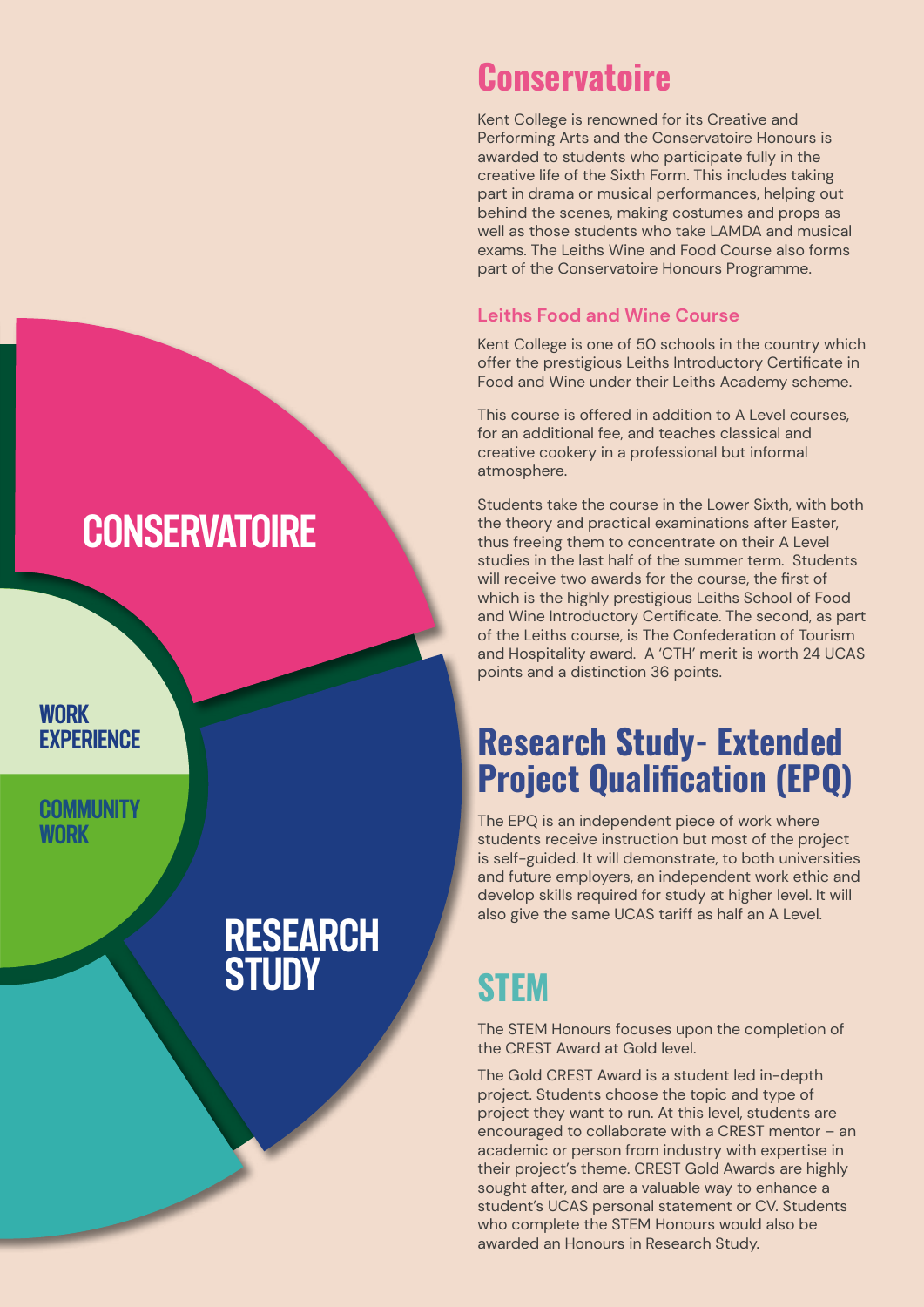CONSERVATOIRE

WORK EXPERIENCE

COMMUNITY WORK

RESEARCH STUDY

## Conservatoire

Kent College is renowned for its Creative and Performing Arts and the Conservatoire Honours is awarded to students who participate fully in the creative life of the Sixth Form. This includes taking part in drama or musical performances, helping out behind the scenes, making costumes and props as well as those students who take LAMDA and musical exams. The Leiths Wine and Food Course also forms part of the Conservatoire Honours Programme.

### Leiths Food and Wine Course

Kent College is one of 50 schools in the country which offer the prestigious Leiths Introductory Certificate in Food and Wine under their Leiths Academy scheme.

This course is offered in addition to A Level courses, for an additional fee, and teaches classical and creative cookery in a professional but informal atmosphere.

Students take the course in the Lower Sixth, with both the theory and practical examinations after Easter, thus freeing them to concentrate on their A Level studies in the last half of the summer term. Students will receive two awards for the course, the first of which is the highly prestigious Leiths School of Food and Wine Introductory Certificate. The second, as part of the Leiths course, is The Confederation of Tourism and Hospitality award. A 'CTH' merit is worth 24 UCAS points and a distinction 36 points.

## Research Study- Extended Project Qualification (EPQ)

The EPQ is an independent piece of work where students receive instruction but most of the project is self-guided. It will demonstrate, to both universities and future employers, an independent work ethic and develop skills required for study at higher level. It will also give the same UCAS tariff as half an A Level.

## STEM

The STEM Honours focuses upon the completion of the CREST Award at Gold level.

The Gold CREST Award is a student led in-depth project. Students choose the topic and type of project they want to run. At this level, students are encouraged to collaborate with a CREST mentor – an academic or person from industry with expertise in their project's theme. CREST Gold Awards are highly sought after, and are a valuable way to enhance a student's UCAS personal statement or CV. Students who complete the STEM Honours would also be awarded an Honours in Research Study.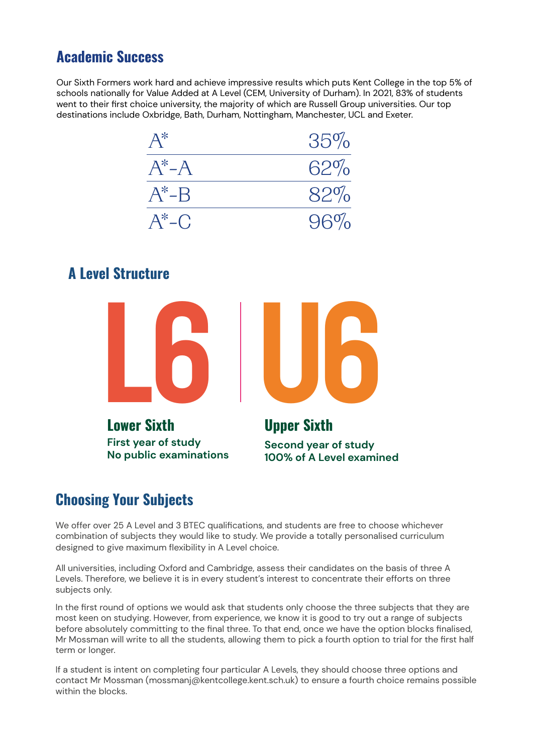## Academic Success

Our Sixth Formers work hard and achieve impressive results which puts Kent College in the top 5% of schools nationally for Value Added at A Level (CEM, University of Durham). In 2021, 83% of students went to their first choice university, the majority of which are Russell Group universities. Our top destinations include Oxbridge, Bath, Durham, Nottingham, Manchester, UCL and Exeter.

| | |
|---|---|
| A* | 35% |
| A*-A | 62% |
| A*-B | 82% |
| A*-C | 96% |

## A Level Structure

**L6**

### Lower Sixth

**First year of study**
**No public examinations**

**U6**

### Upper Sixth

**Second year of study**
**100% of A Level examined**

## Choosing Your Subjects

We offer over 25 A Level and 3 BTEC qualifications, and students are free to choose whichever combination of subjects they would like to study. We provide a totally personalised curriculum designed to give maximum flexibility in A Level choice.

All universities, including Oxford and Cambridge, assess their candidates on the basis of three A Levels. Therefore, we believe it is in every student's interest to concentrate their efforts on three subjects only.

In the first round of options we would ask that students only choose the three subjects that they are most keen on studying. However, from experience, we know it is good to try out a range of subjects before absolutely committing to the final three. To that end, once we have the option blocks finalised, Mr Mossman will write to all the students, allowing them to pick a fourth option to trial for the first half term or longer.

If a student is intent on completing four particular A Levels, they should choose three options and contact Mr Mossman (mossmanj@kentcollege.kent.sch.uk) to ensure a fourth choice remains possible within the blocks.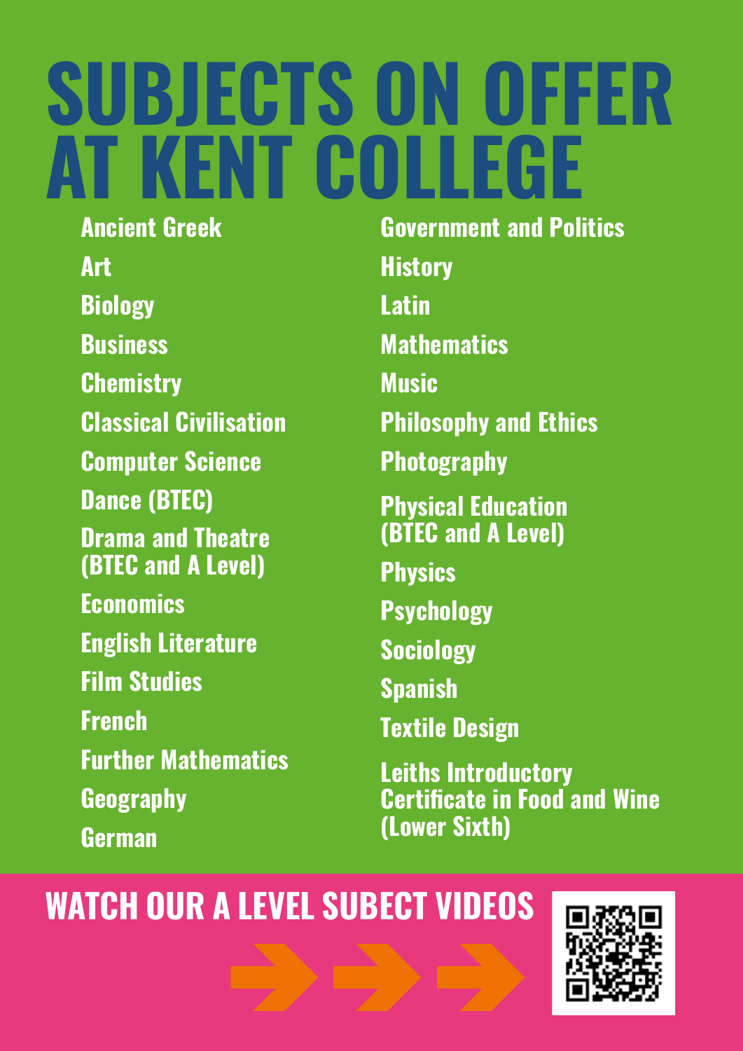# SUBJECTS ON OFFER AT KENT COLLEGE

- Ancient Greek
- Art
- Biology
- Business
- Chemistry
- Classical Civilisation
- Computer Science
- Dance (BTEC)
- Drama and Theatre (BTEC and A Level)
- Economics
- English Literature
- Film Studies
- French
- Further Mathematics
- Geography
- German
- Government and Politics
- History
- Latin
- Mathematics
- Music
- Philosophy and Ethics
- Photography
- Physical Education (BTEC and A Level)
- Physics
- Psychology
- Sociology
- Spanish
- Textile Design
- Leiths Introductory Certificate in Food and Wine (Lower Sixth)

## WATCH OUR A LEVEL SUBECT VIDEOS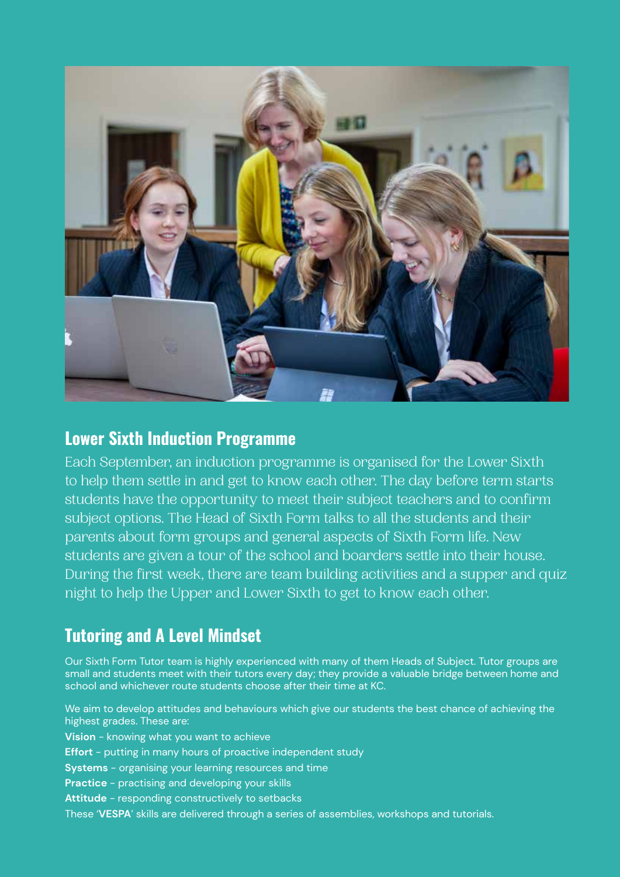## Lower Sixth Induction Programme

Each September, an induction programme is organised for the Lower Sixth to help them settle in and get to know each other. The day before term starts students have the opportunity to meet their subject teachers and to confirm subject options. The Head of Sixth Form talks to all the students and their parents about form groups and general aspects of Sixth Form life. New students are given a tour of the school and boarders settle into their house. During the first week, there are team building activities and a supper and quiz night to help the Upper and Lower Sixth to get to know each other.

## Tutoring and A Level Mindset

Our Sixth Form Tutor team is highly experienced with many of them Heads of Subject. Tutor groups are small and students meet with their tutors every day; they provide a valuable bridge between home and school and whichever route students choose after their time at KC.

We aim to develop attitudes and behaviours which give our students the best chance of achieving the highest grades. These are:

**Vision** - knowing what you want to achieve
**Effort** - putting in many hours of proactive independent study
**Systems** - organising your learning resources and time
**Practice** - practising and developing your skills
**Attitude** - responding constructively to setbacks

These '**VESPA**' skills are delivered through a series of assemblies, workshops and tutorials.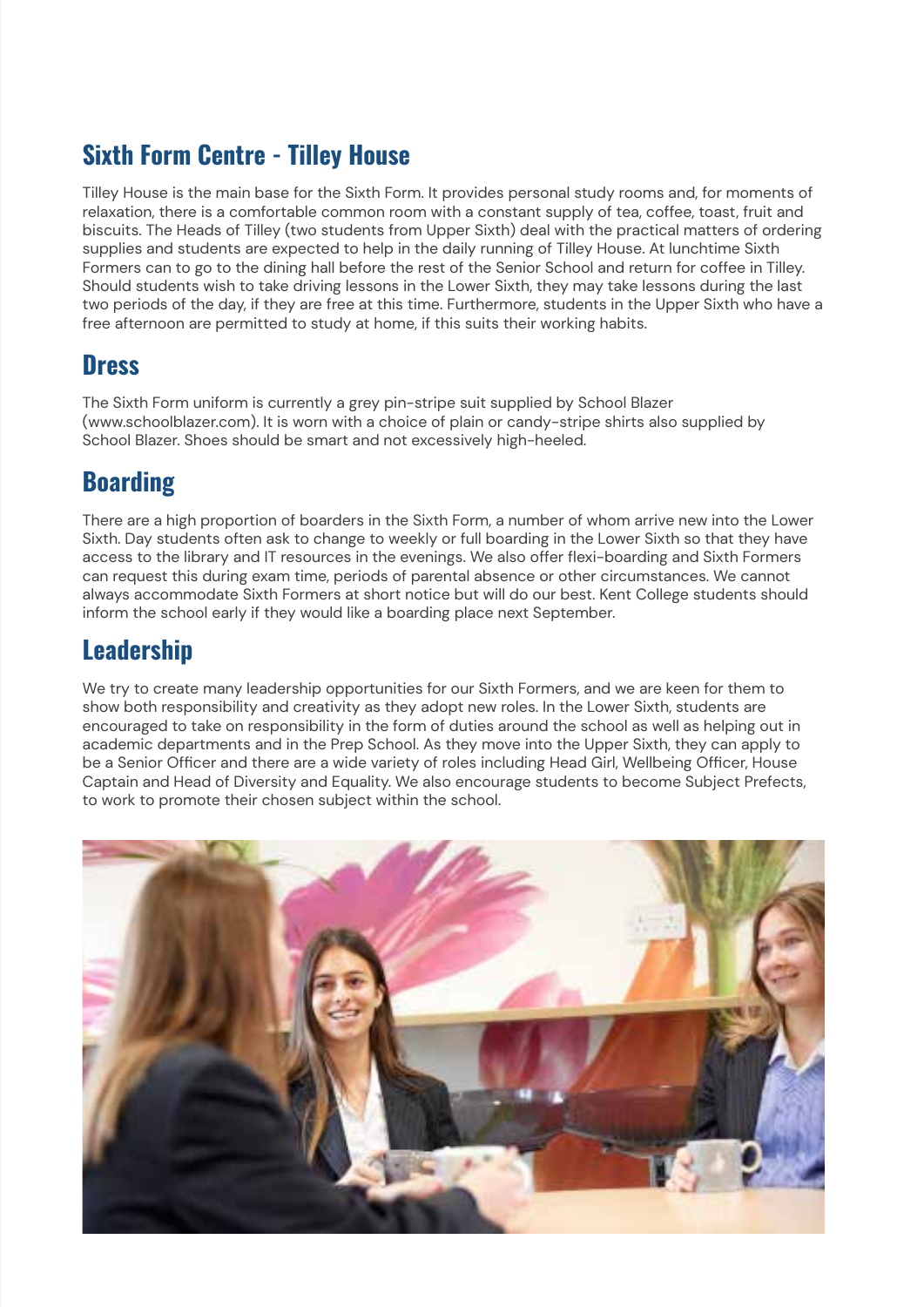## Sixth Form Centre - Tilley House

Tilley House is the main base for the Sixth Form. It provides personal study rooms and, for moments of relaxation, there is a comfortable common room with a constant supply of tea, coffee, toast, fruit and biscuits. The Heads of Tilley (two students from Upper Sixth) deal with the practical matters of ordering supplies and students are expected to help in the daily running of Tilley House. At lunchtime Sixth Formers can to go to the dining hall before the rest of the Senior School and return for coffee in Tilley. Should students wish to take driving lessons in the Lower Sixth, they may take lessons during the last two periods of the day, if they are free at this time. Furthermore, students in the Upper Sixth who have a free afternoon are permitted to study at home, if this suits their working habits.

## Dress

The Sixth Form uniform is currently a grey pin-stripe suit supplied by School Blazer (www.schoolblazer.com). It is worn with a choice of plain or candy-stripe shirts also supplied by School Blazer. Shoes should be smart and not excessively high-heeled.

## Boarding

There are a high proportion of boarders in the Sixth Form, a number of whom arrive new into the Lower Sixth. Day students often ask to change to weekly or full boarding in the Lower Sixth so that they have access to the library and IT resources in the evenings. We also offer flexi-boarding and Sixth Formers can request this during exam time, periods of parental absence or other circumstances. We cannot always accommodate Sixth Formers at short notice but will do our best. Kent College students should inform the school early if they would like a boarding place next September.

## Leadership

We try to create many leadership opportunities for our Sixth Formers, and we are keen for them to show both responsibility and creativity as they adopt new roles. In the Lower Sixth, students are encouraged to take on responsibility in the form of duties around the school as well as helping out in academic departments and in the Prep School. As they move into the Upper Sixth, they can apply to be a Senior Officer and there are a wide variety of roles including Head Girl, Wellbeing Officer, House Captain and Head of Diversity and Equality. We also encourage students to become Subject Prefects, to work to promote their chosen subject within the school.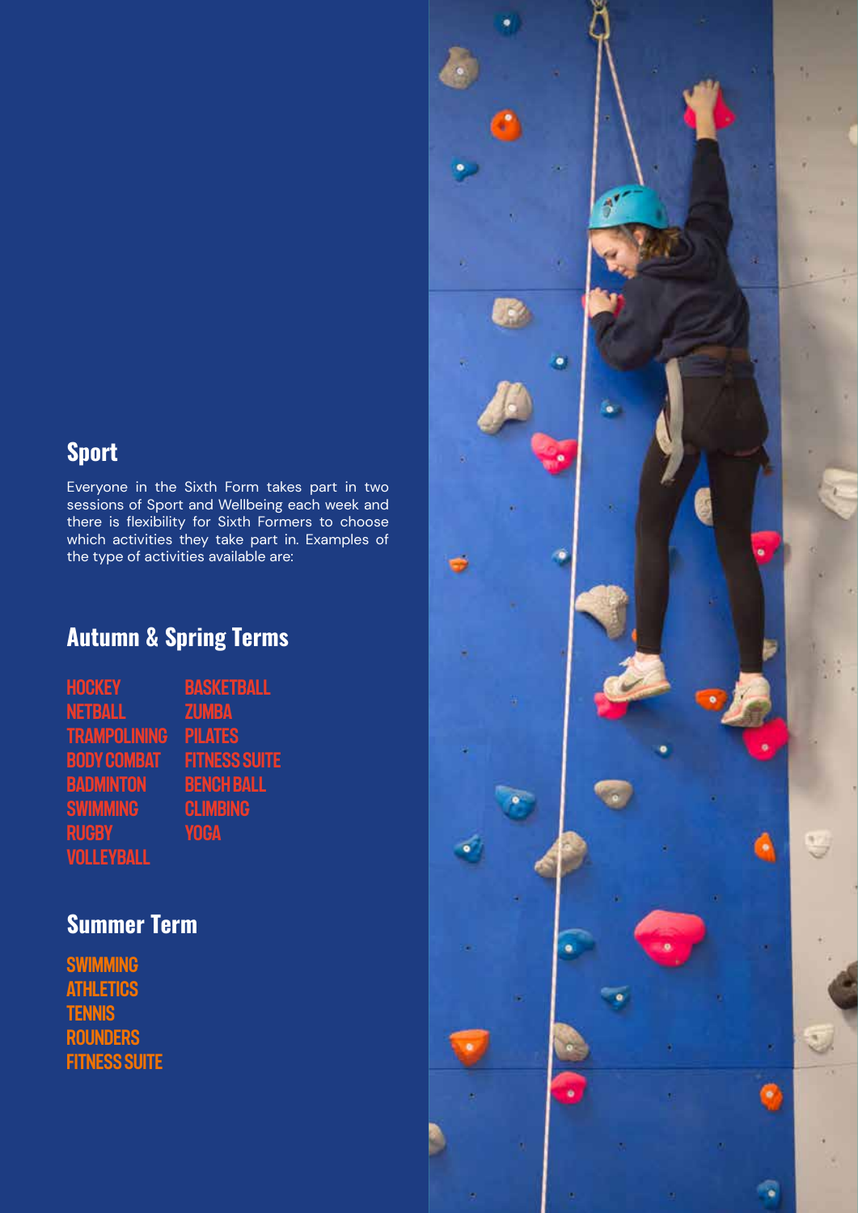## Sport

Everyone in the Sixth Form takes part in two sessions of Sport and Wellbeing each week and there is flexibility for Sixth Formers to choose which activities they take part in. Examples of the type of activities available are:

## Autumn & Spring Terms

- HOCKEY
- NETBALL
- TRAMPOLINING
- BODY COMBAT
- BADMINTON
- SWIMMING
- RUGBY
- VOLLEYBALL
- BASKETBALL
- ZUMBA
- PILATES
- FITNESS SUITE
- BENCH BALL
- CLIMBING
- YOGA

## Summer Term

- SWIMMING
- ATHLETICS
- TENNIS
- ROUNDERS
- FITNESS SUITE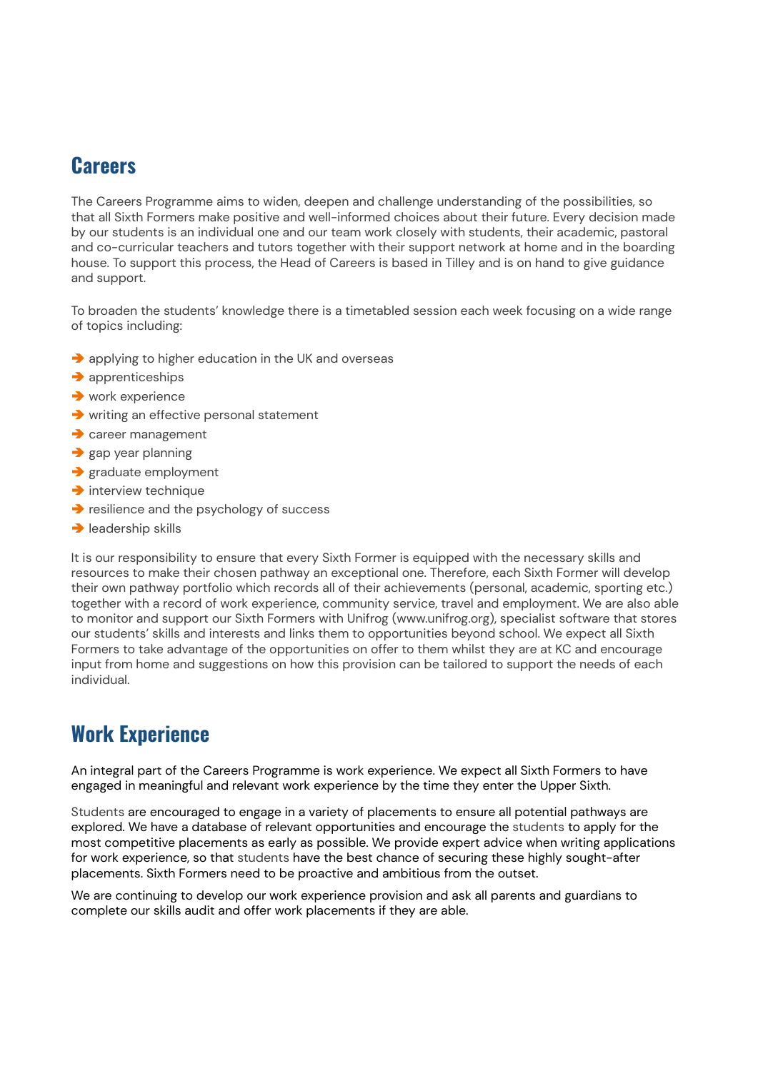## Careers

The Careers Programme aims to widen, deepen and challenge understanding of the possibilities, so that all Sixth Formers make positive and well-informed choices about their future. Every decision made by our students is an individual one and our team work closely with students, their academic, pastoral and co-curricular teachers and tutors together with their support network at home and in the boarding house. To support this process, the Head of Careers is based in Tilley and is on hand to give guidance and support.

To broaden the students' knowledge there is a timetabled session each week focusing on a wide range of topics including:

- applying to higher education in the UK and overseas
- apprenticeships
- work experience
- writing an effective personal statement
- career management
- gap year planning
- graduate employment
- interview technique
- resilience and the psychology of success
- leadership skills

It is our responsibility to ensure that every Sixth Former is equipped with the necessary skills and resources to make their chosen pathway an exceptional one. Therefore, each Sixth Former will develop their own pathway portfolio which records all of their achievements (personal, academic, sporting etc.) together with a record of work experience, community service, travel and employment. We are also able to monitor and support our Sixth Formers with Unifrog (www.unifrog.org), specialist software that stores our students' skills and interests and links them to opportunities beyond school. We expect all Sixth Formers to take advantage of the opportunities on offer to them whilst they are at KC and encourage input from home and suggestions on how this provision can be tailored to support the needs of each individual.

## Work Experience

An integral part of the Careers Programme is work experience. We expect all Sixth Formers to have engaged in meaningful and relevant work experience by the time they enter the Upper Sixth.

Students are encouraged to engage in a variety of placements to ensure all potential pathways are explored. We have a database of relevant opportunities and encourage the students to apply for the most competitive placements as early as possible. We provide expert advice when writing applications for work experience, so that students have the best chance of securing these highly sought-after placements. Sixth Formers need to be proactive and ambitious from the outset.

We are continuing to develop our work experience provision and ask all parents and guardians to complete our skills audit and offer work placements if they are able.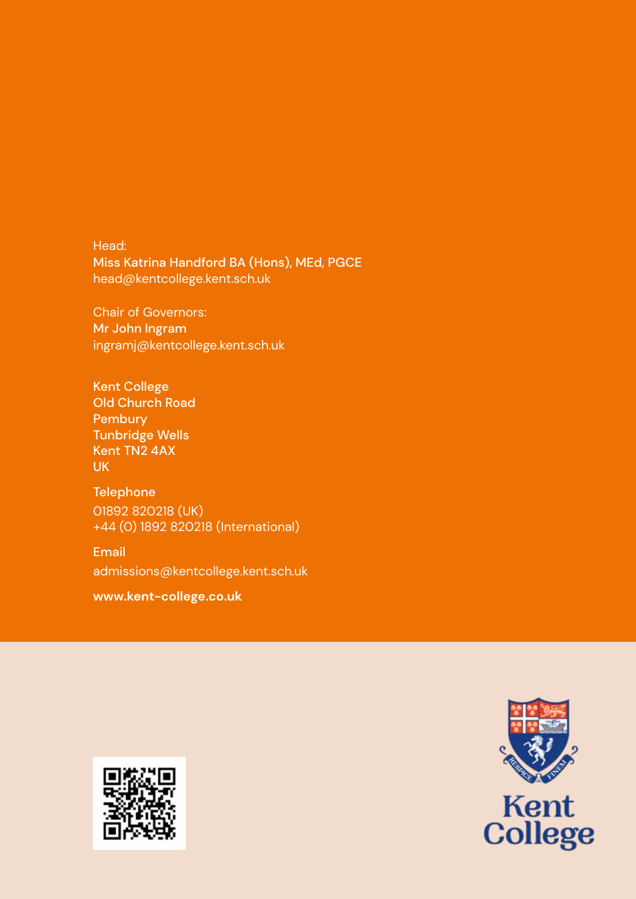Head:
**Miss Katrina Handford BA (Hons), MEd, PGCE**
head@kentcollege.kent.sch.uk

Chair of Governors:
**Mr John Ingram**
ingramj@kentcollege.kent.sch.uk

**Kent College**
**Old Church Road**
**Pembury**
**Tunbridge Wells**
**Kent TN2 4AX**
**UK**

**Telephone**
01892 820218 (UK)
+44 (0) 1892 820218 (International)

**Email**
admissions@kentcollege.kent.sch.uk

**www.kent-college.co.uk**

RESPICE FINEM

Kent College